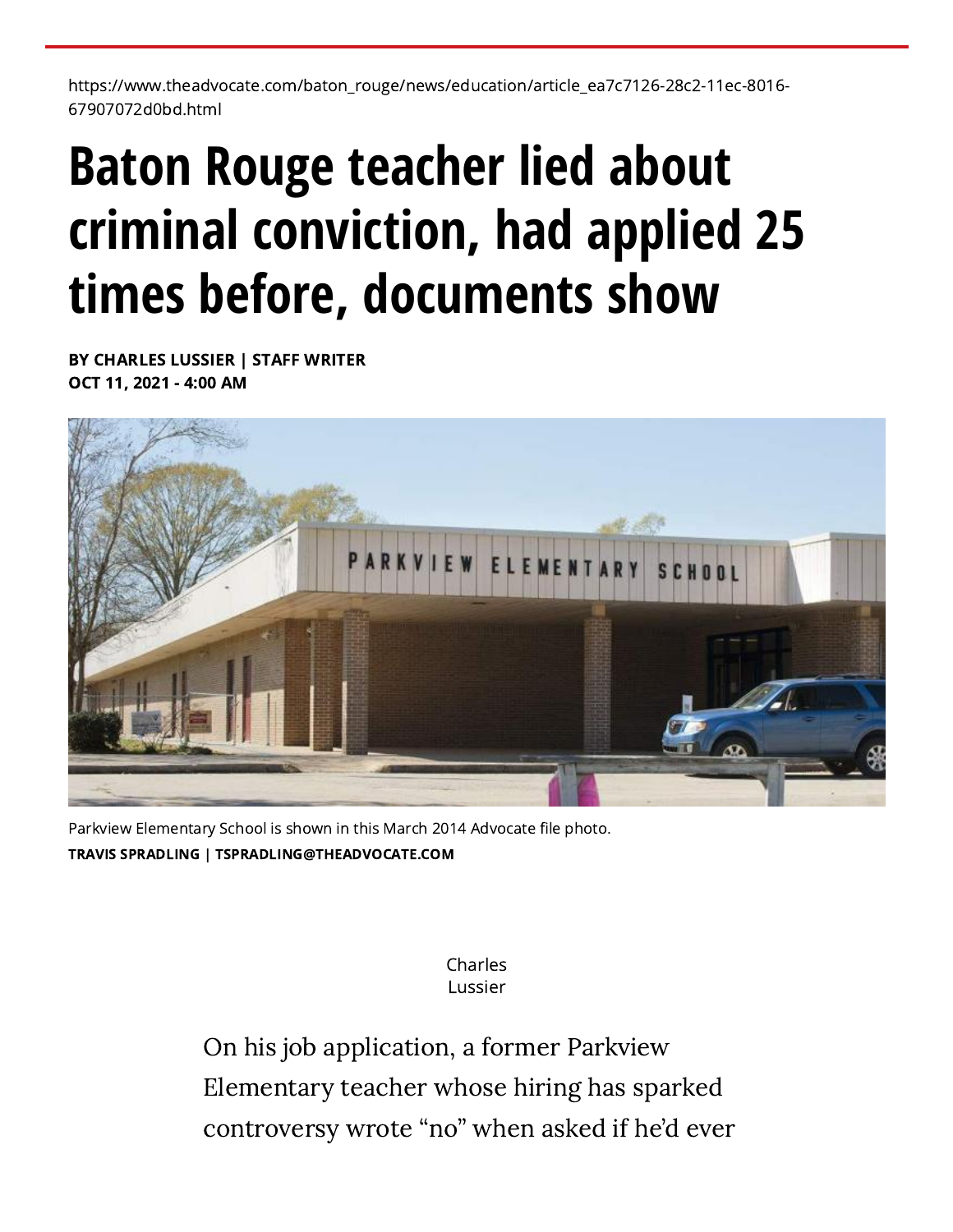https://www.theadvocate.com/baton_rouge/news/education/article_ea7c7126-28c2-11ec-8016-67907072d0bd.html

# Baton Rouge teacher lied about criminal conviction, had applied 25 times before, documents show

**BY CHARLES LUSSIER | STAFF WRITER**
**OCT 11, 2021 - 4:00 AM**

Parkview Elementary School is shown in this March 2014 Advocate file photo.
**TRAVIS SPRADLING | TSPRADLING@THEADVOCATE.COM**

Charles Lussier

On his job application, a former Parkview Elementary teacher whose hiring has sparked controversy wrote "no" when asked if he'd ever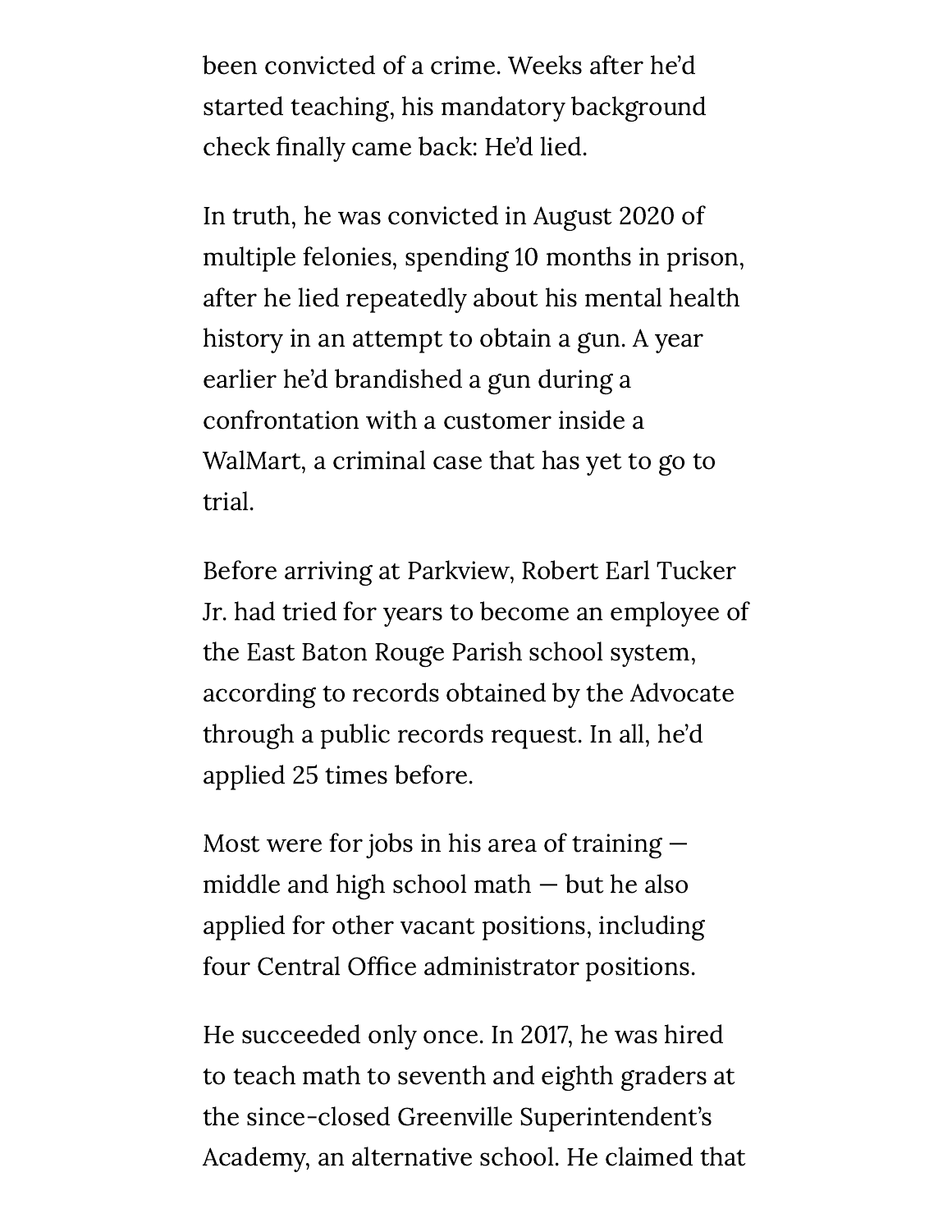been convicted of a crime. Weeks after he'd started teaching, his mandatory background check finally came back: He'd lied.

In truth, he was convicted in August 2020 of multiple felonies, spending 10 months in prison, after he lied repeatedly about his mental health history in an attempt to obtain a gun. A year earlier he'd brandished a gun during a confrontation with a customer inside a WalMart, a criminal case that has yet to go to trial.

Before arriving at Parkview, Robert Earl Tucker Jr. had tried for years to become an employee of the East Baton Rouge Parish school system, according to records obtained by the Advocate through a public records request. In all, he'd applied 25 times before.

Most were for jobs in his area of training — middle and high school math — but he also applied for other vacant positions, including four Central Office administrator positions.

He succeeded only once. In 2017, he was hired to teach math to seventh and eighth graders at the since-closed Greenville Superintendent's Academy, an alternative school. He claimed that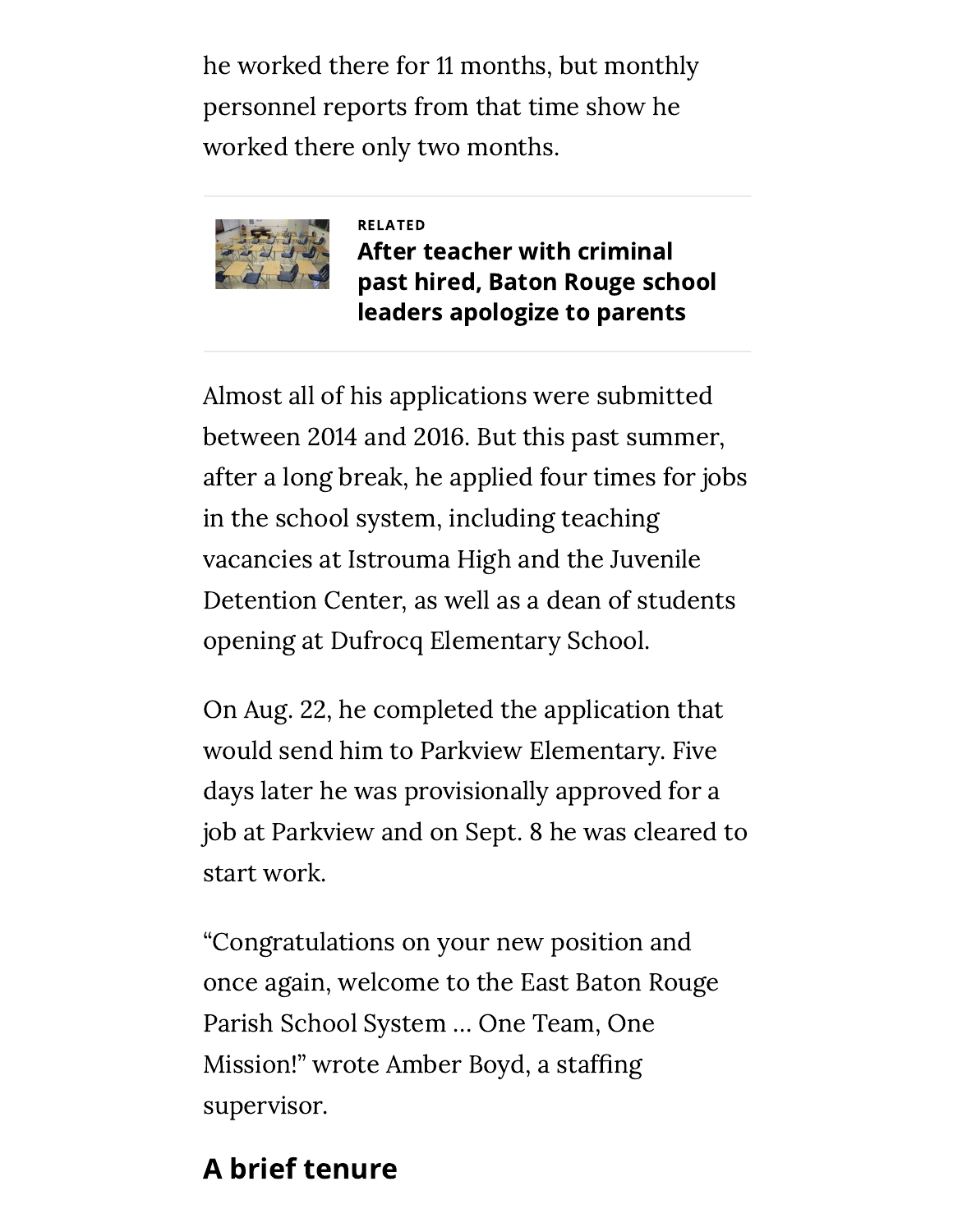he worked there for 11 months, but monthly personnel reports from that time show he worked there only two months.

RELATED

**After teacher with criminal past hired, Baton Rouge school leaders apologize to parents**

Almost all of his applications were submitted between 2014 and 2016. But this past summer, after a long break, he applied four times for jobs in the school system, including teaching vacancies at Istrouma High and the Juvenile Detention Center, as well as a dean of students opening at Dufrocq Elementary School.

On Aug. 22, he completed the application that would send him to Parkview Elementary. Five days later he was provisionally approved for a job at Parkview and on Sept. 8 he was cleared to start work.

"Congratulations on your new position and once again, welcome to the East Baton Rouge Parish School System … One Team, One Mission!" wrote Amber Boyd, a staffing supervisor.

## A brief tenure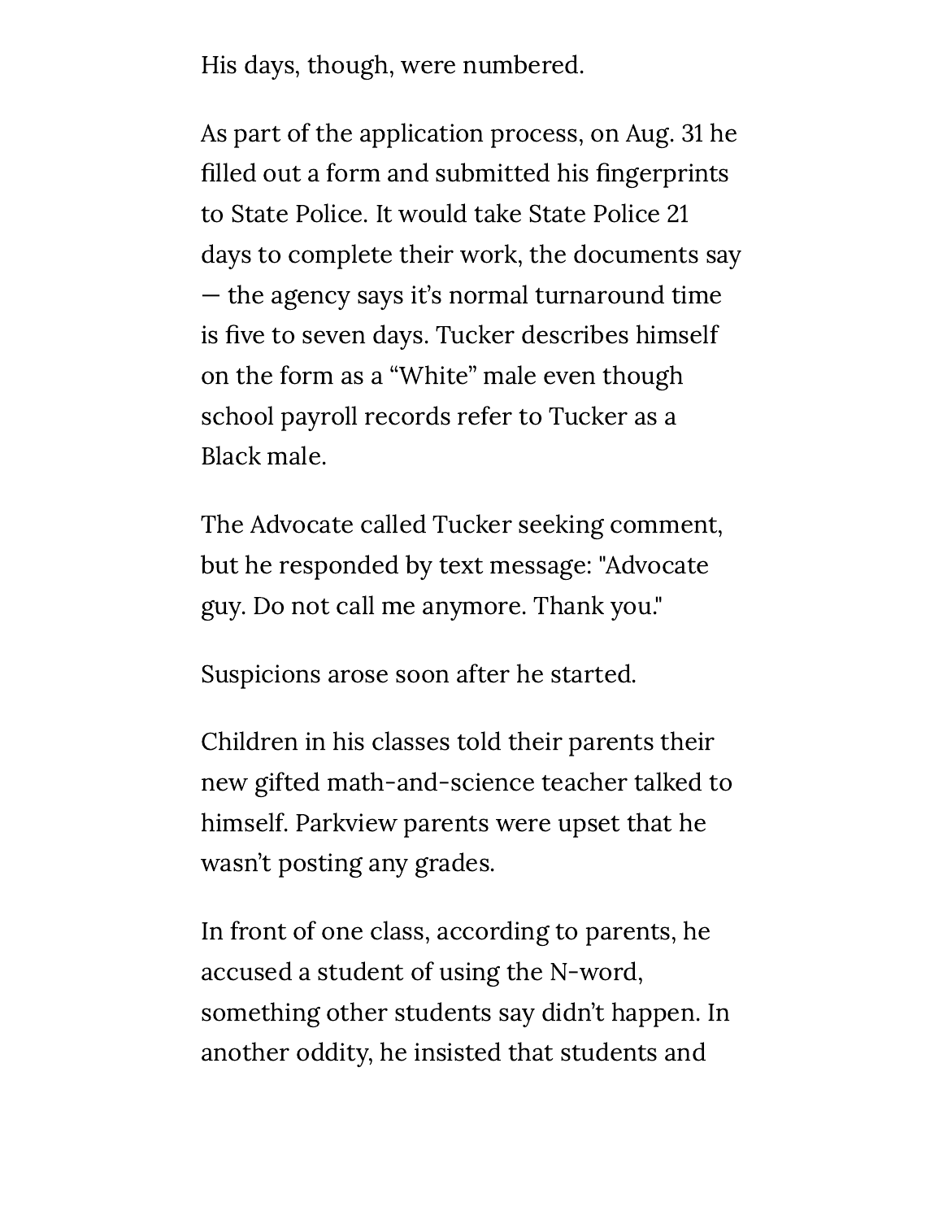His days, though, were numbered.

As part of the application process, on Aug. 31 he filled out a form and submitted his fingerprints to State Police. It would take State Police 21 days to complete their work, the documents say — the agency says it's normal turnaround time is five to seven days. Tucker describes himself on the form as a "White" male even though school payroll records refer to Tucker as a Black male.

The Advocate called Tucker seeking comment, but he responded by text message: "Advocate guy. Do not call me anymore. Thank you."

Suspicions arose soon after he started.

Children in his classes told their parents their new gifted math-and-science teacher talked to himself. Parkview parents were upset that he wasn't posting any grades.

In front of one class, according to parents, he accused a student of using the N-word, something other students say didn't happen. In another oddity, he insisted that students and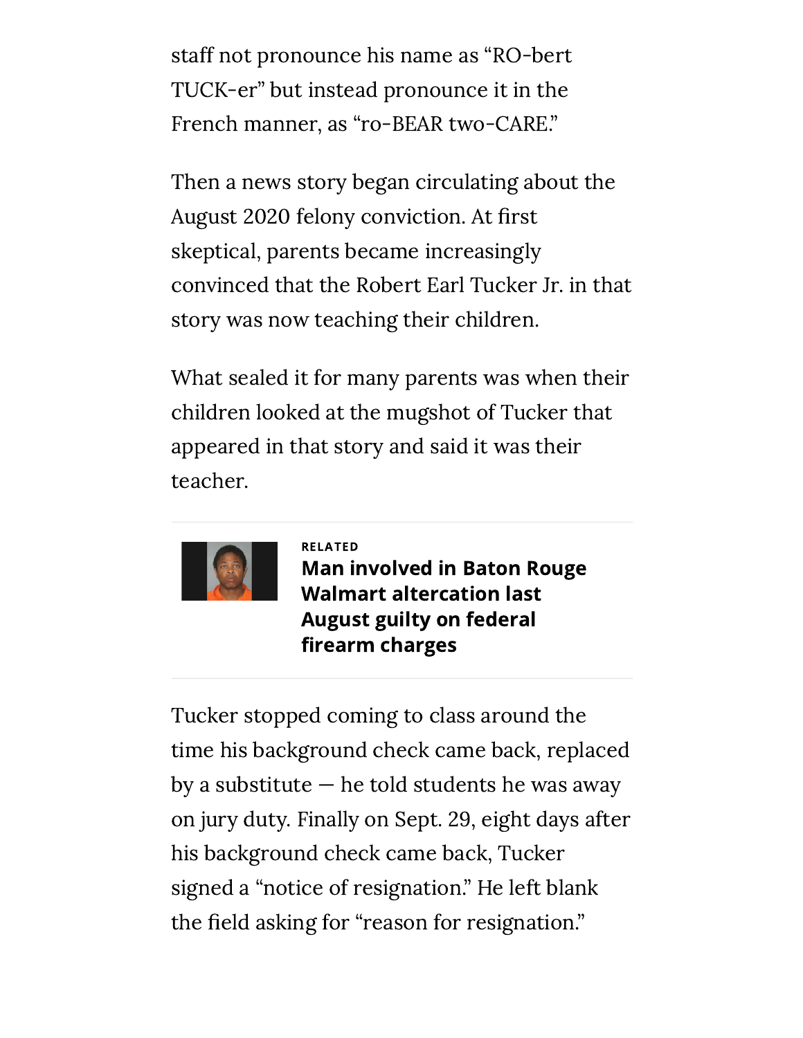staff not pronounce his name as “RO-bert TUCK-er” but instead pronounce it in the French manner, as “ro-BEAR two-CARE.”

Then a news story began circulating about the August 2020 felony conviction. At first skeptical, parents became increasingly convinced that the Robert Earl Tucker Jr. in that story was now teaching their children.

What sealed it for many parents was when their children looked at the mugshot of Tucker that appeared in that story and said it was their teacher.

RELATED

**Man involved in Baton Rouge Walmart altercation last August guilty on federal firearm charges**

Tucker stopped coming to class around the time his background check came back, replaced by a substitute — he told students he was away on jury duty. Finally on Sept. 29, eight days after his background check came back, Tucker signed a “notice of resignation.” He left blank the field asking for “reason for resignation.”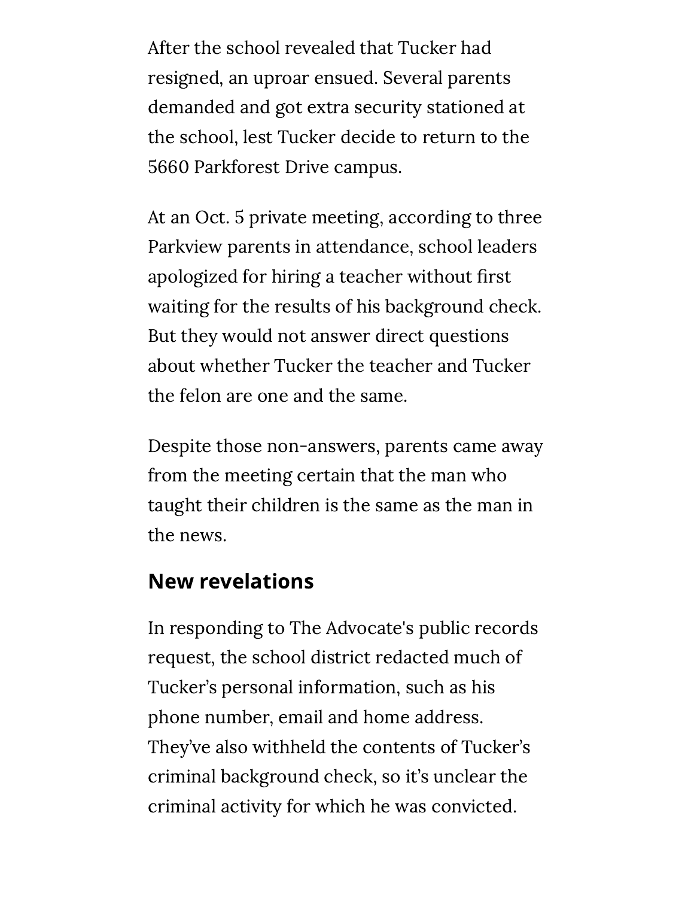After the school revealed that Tucker had resigned, an uproar ensued. Several parents demanded and got extra security stationed at the school, lest Tucker decide to return to the 5660 Parkforest Drive campus.

At an Oct. 5 private meeting, according to three Parkview parents in attendance, school leaders apologized for hiring a teacher without first waiting for the results of his background check. But they would not answer direct questions about whether Tucker the teacher and Tucker the felon are one and the same.

Despite those non-answers, parents came away from the meeting certain that the man who taught their children is the same as the man in the news.

## New revelations

In responding to The Advocate's public records request, the school district redacted much of Tucker's personal information, such as his phone number, email and home address. They've also withheld the contents of Tucker's criminal background check, so it's unclear the criminal activity for which he was convicted.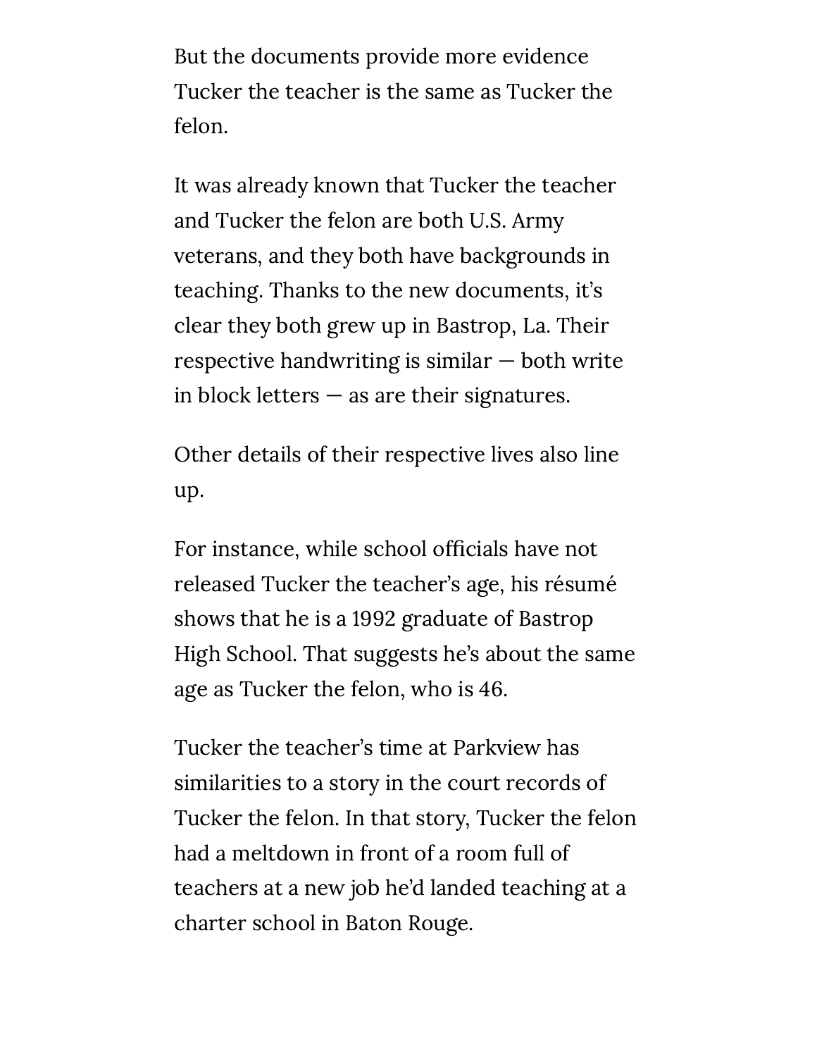But the documents provide more evidence Tucker the teacher is the same as Tucker the felon.

It was already known that Tucker the teacher and Tucker the felon are both U.S. Army veterans, and they both have backgrounds in teaching. Thanks to the new documents, it's clear they both grew up in Bastrop, La. Their respective handwriting is similar — both write in block letters — as are their signatures.

Other details of their respective lives also line up.

For instance, while school officials have not released Tucker the teacher's age, his résumé shows that he is a 1992 graduate of Bastrop High School. That suggests he's about the same age as Tucker the felon, who is 46.

Tucker the teacher's time at Parkview has similarities to a story in the court records of Tucker the felon. In that story, Tucker the felon had a meltdown in front of a room full of teachers at a new job he'd landed teaching at a charter school in Baton Rouge.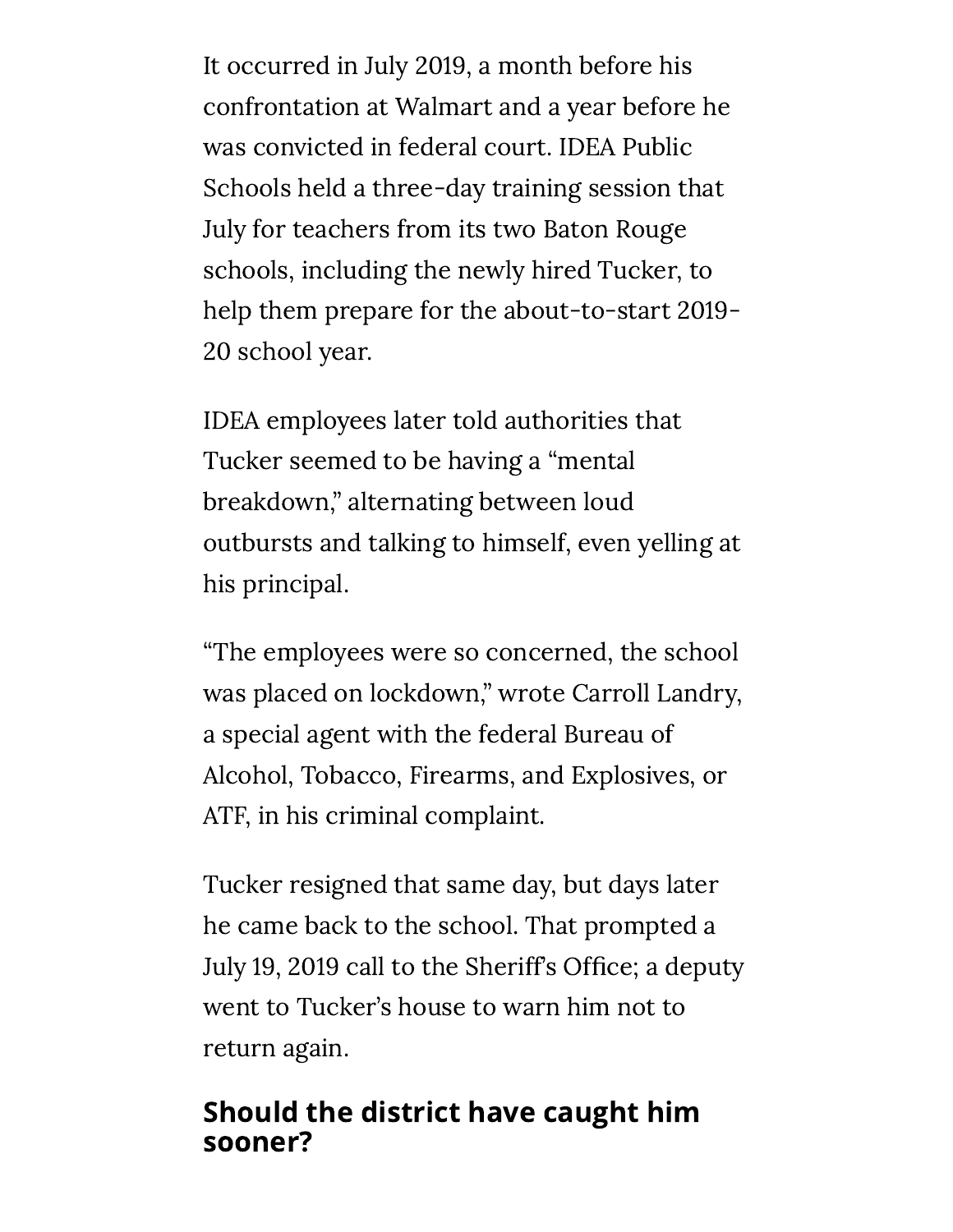It occurred in July 2019, a month before his confrontation at Walmart and a year before he was convicted in federal court. IDEA Public Schools held a three-day training session that July for teachers from its two Baton Rouge schools, including the newly hired Tucker, to help them prepare for the about-to-start 2019-20 school year.

IDEA employees later told authorities that Tucker seemed to be having a "mental breakdown," alternating between loud outbursts and talking to himself, even yelling at his principal.

"The employees were so concerned, the school was placed on lockdown," wrote Carroll Landry, a special agent with the federal Bureau of Alcohol, Tobacco, Firearms, and Explosives, or ATF, in his criminal complaint.

Tucker resigned that same day, but days later he came back to the school. That prompted a July 19, 2019 call to the Sheriff's Office; a deputy went to Tucker's house to warn him not to return again.

## Should the district have caught him sooner?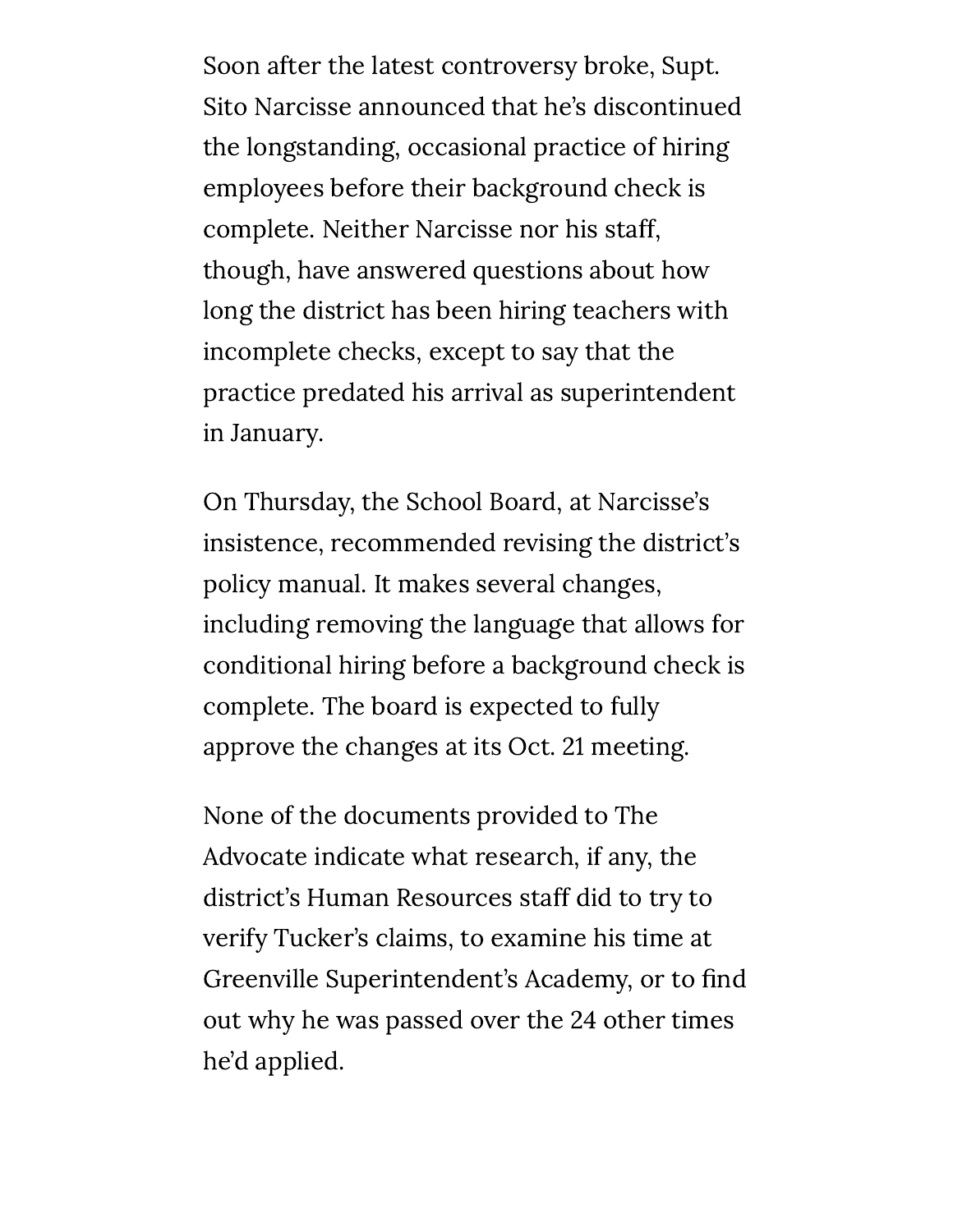Soon after the latest controversy broke, Supt. Sito Narcisse announced that he's discontinued the longstanding, occasional practice of hiring employees before their background check is complete. Neither Narcisse nor his staff, though, have answered questions about how long the district has been hiring teachers with incomplete checks, except to say that the practice predated his arrival as superintendent in January.

On Thursday, the School Board, at Narcisse's insistence, recommended revising the district's policy manual. It makes several changes, including removing the language that allows for conditional hiring before a background check is complete. The board is expected to fully approve the changes at its Oct. 21 meeting.

None of the documents provided to The Advocate indicate what research, if any, the district's Human Resources staff did to try to verify Tucker's claims, to examine his time at Greenville Superintendent's Academy, or to find out why he was passed over the 24 other times he'd applied.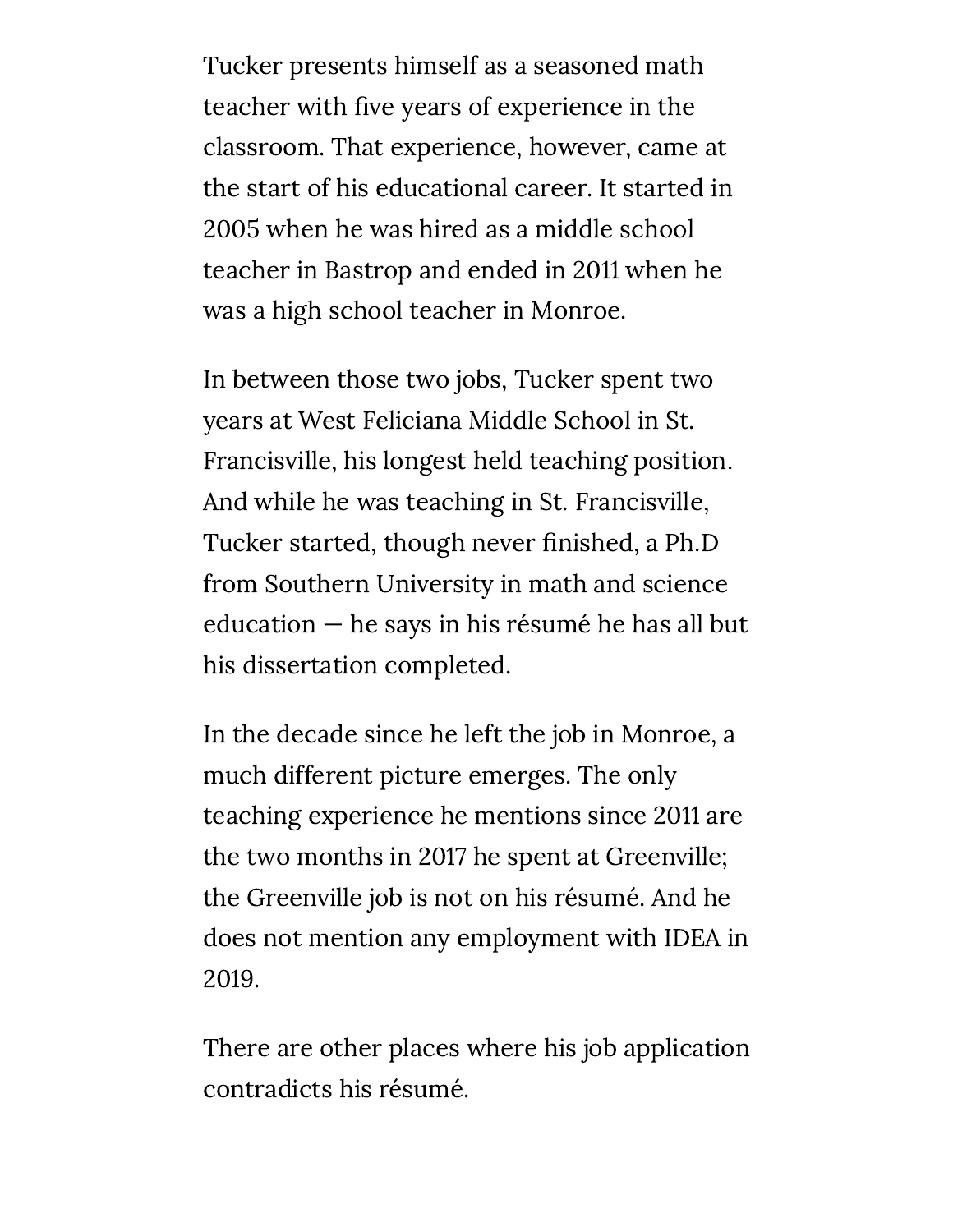Tucker presents himself as a seasoned math teacher with five years of experience in the classroom. That experience, however, came at the start of his educational career. It started in 2005 when he was hired as a middle school teacher in Bastrop and ended in 2011 when he was a high school teacher in Monroe.

In between those two jobs, Tucker spent two years at West Feliciana Middle School in St. Francisville, his longest held teaching position. And while he was teaching in St. Francisville, Tucker started, though never finished, a Ph.D from Southern University in math and science education — he says in his résumé he has all but his dissertation completed.

In the decade since he left the job in Monroe, a much different picture emerges. The only teaching experience he mentions since 2011 are the two months in 2017 he spent at Greenville; the Greenville job is not on his résumé. And he does not mention any employment with IDEA in 2019.

There are other places where his job application contradicts his résumé.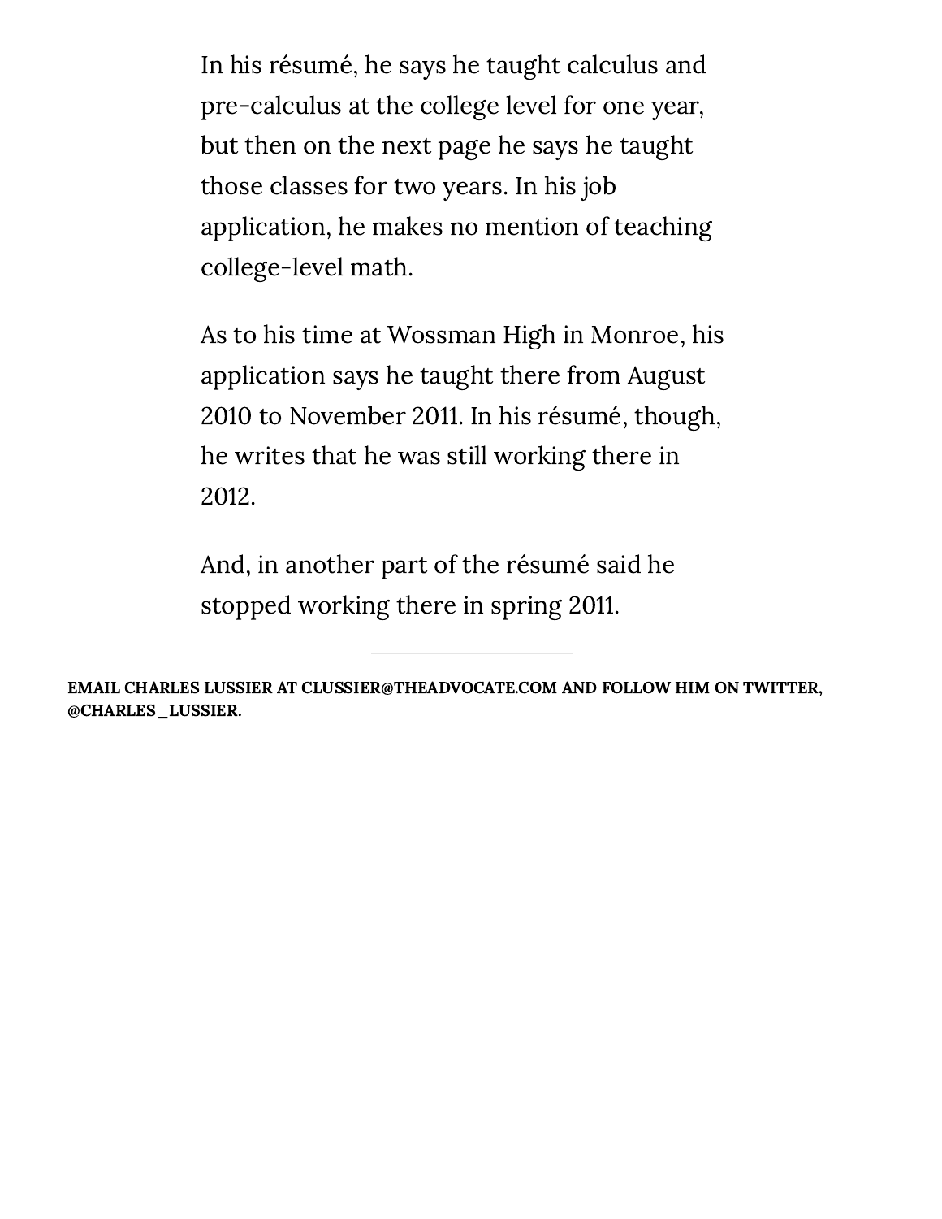In his résumé, he says he taught calculus and pre-calculus at the college level for one year, but then on the next page he says he taught those classes for two years. In his job application, he makes no mention of teaching college-level math.

As to his time at Wossman High in Monroe, his application says he taught there from August 2010 to November 2011. In his résumé, though, he writes that he was still working there in 2012.

And, in another part of the résumé said he stopped working there in spring 2011.

---

**EMAIL CHARLES LUSSIER AT CLUSSIER@THEADVOCATE.COM AND FOLLOW HIM ON TWITTER, @CHARLES_LUSSIER.**